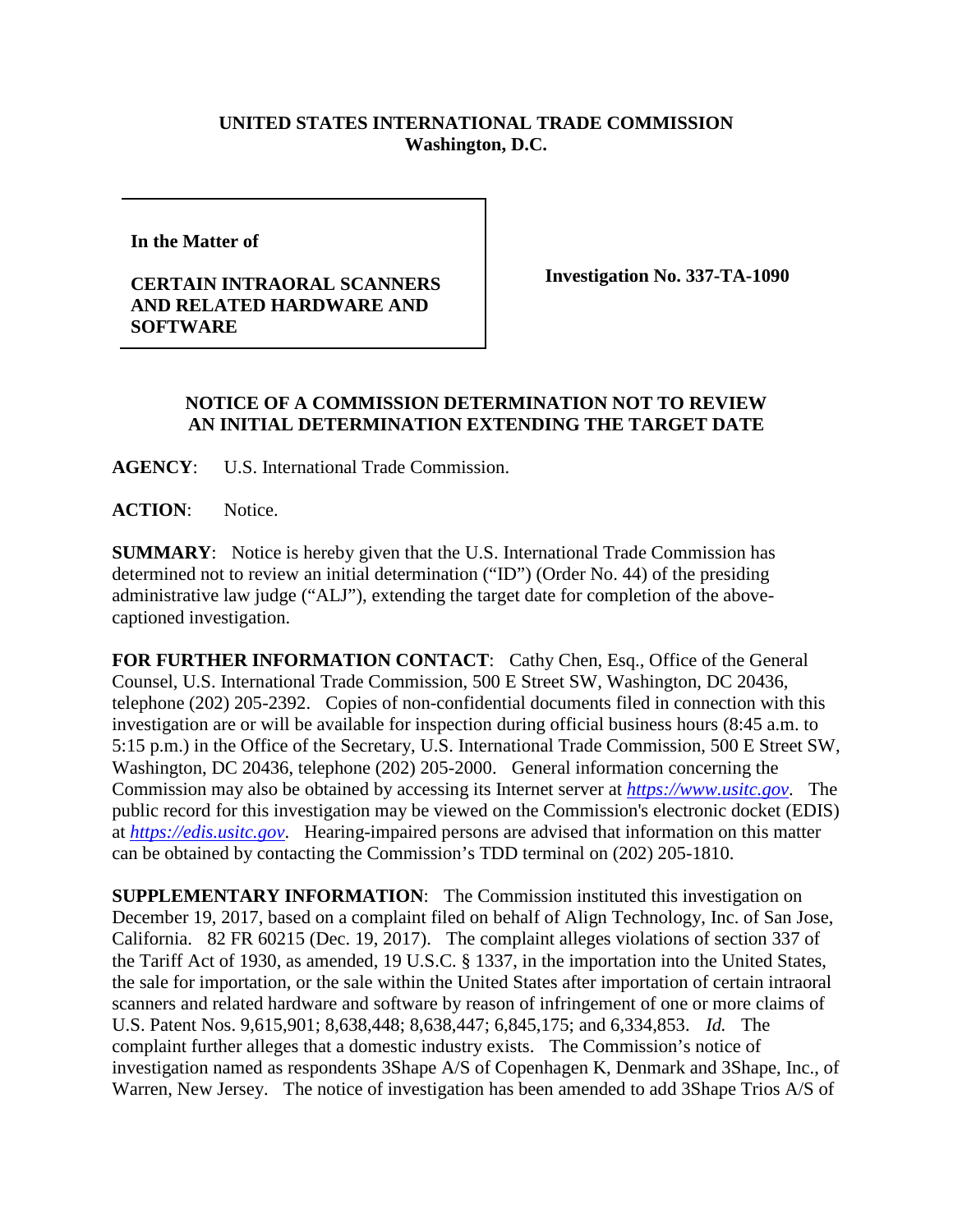**UNITED STATES INTERNATIONAL TRADE COMMISSION**
**Washington, D.C.**

**In the Matter of**

**CERTAIN INTRAORAL SCANNERS AND RELATED HARDWARE AND SOFTWARE**

**Investigation No. 337-TA-1090**

**NOTICE OF A COMMISSION DETERMINATION NOT TO REVIEW AN INITIAL DETERMINATION EXTENDING THE TARGET DATE**

**AGENCY**: U.S. International Trade Commission.

**ACTION**: Notice.

**SUMMARY**: Notice is hereby given that the U.S. International Trade Commission has determined not to review an initial determination ("ID") (Order No. 44) of the presiding administrative law judge ("ALJ"), extending the target date for completion of the above-captioned investigation.

**FOR FURTHER INFORMATION CONTACT**: Cathy Chen, Esq., Office of the General Counsel, U.S. International Trade Commission, 500 E Street SW, Washington, DC 20436, telephone (202) 205-2392. Copies of non-confidential documents filed in connection with this investigation are or will be available for inspection during official business hours (8:45 a.m. to 5:15 p.m.) in the Office of the Secretary, U.S. International Trade Commission, 500 E Street SW, Washington, DC 20436, telephone (202) 205-2000. General information concerning the Commission may also be obtained by accessing its Internet server at *https://www.usitc.gov*. The public record for this investigation may be viewed on the Commission's electronic docket (EDIS) at *https://edis.usitc.gov*. Hearing-impaired persons are advised that information on this matter can be obtained by contacting the Commission's TDD terminal on (202) 205-1810.

**SUPPLEMENTARY INFORMATION**: The Commission instituted this investigation on December 19, 2017, based on a complaint filed on behalf of Align Technology, Inc. of San Jose, California. 82 FR 60215 (Dec. 19, 2017). The complaint alleges violations of section 337 of the Tariff Act of 1930, as amended, 19 U.S.C. § 1337, in the importation into the United States, the sale for importation, or the sale within the United States after importation of certain intraoral scanners and related hardware and software by reason of infringement of one or more claims of U.S. Patent Nos. 9,615,901; 8,638,448; 8,638,447; 6,845,175; and 6,334,853. *Id.* The complaint further alleges that a domestic industry exists. The Commission's notice of investigation named as respondents 3Shape A/S of Copenhagen K, Denmark and 3Shape, Inc., of Warren, New Jersey. The notice of investigation has been amended to add 3Shape Trios A/S of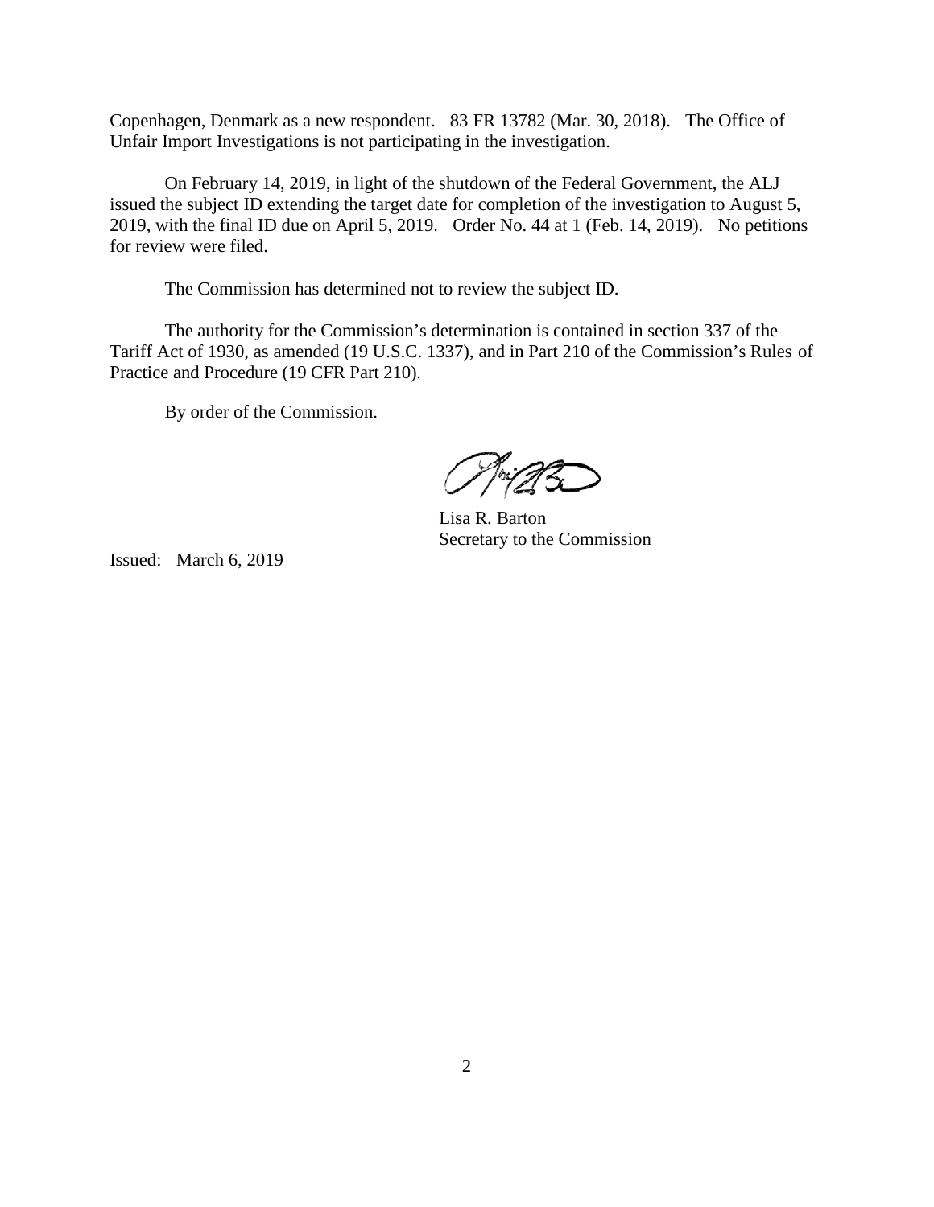Copenhagen, Denmark as a new respondent. 83 FR 13782 (Mar. 30, 2018). The Office of Unfair Import Investigations is not participating in the investigation.

On February 14, 2019, in light of the shutdown of the Federal Government, the ALJ issued the subject ID extending the target date for completion of the investigation to August 5, 2019, with the final ID due on April 5, 2019. Order No. 44 at 1 (Feb. 14, 2019). No petitions for review were filed.

The Commission has determined not to review the subject ID.

The authority for the Commission's determination is contained in section 337 of the Tariff Act of 1930, as amended (19 U.S.C. 1337), and in Part 210 of the Commission's Rules of Practice and Procedure (19 CFR Part 210).

By order of the Commission.

Lisa R. Barton
Secretary to the Commission

Issued: March 6, 2019